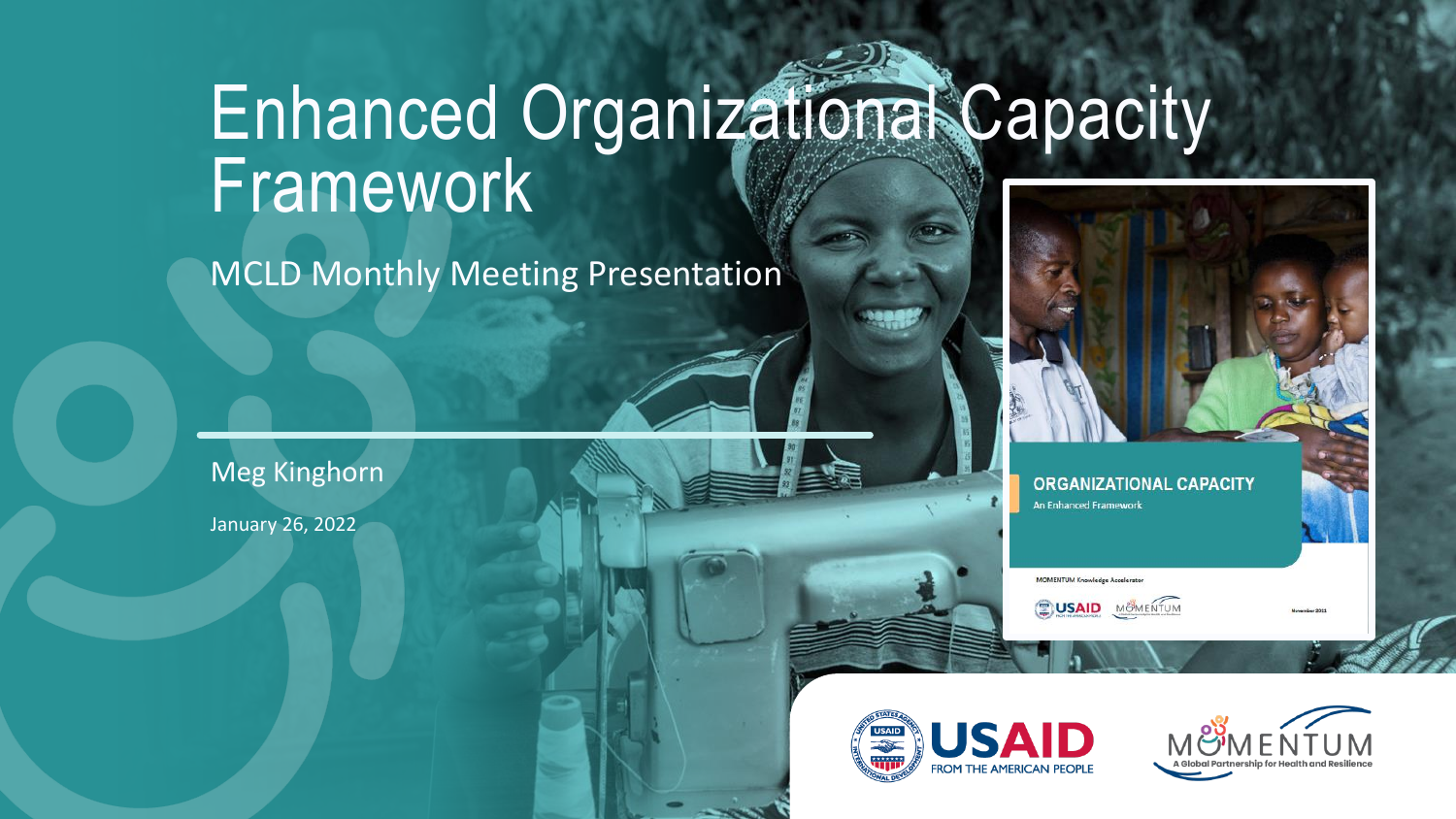# Enhanced Organizational Capacity Framework

## MCLD Monthly Meeting Presentation

Meg Kinghorn

January 26, 2022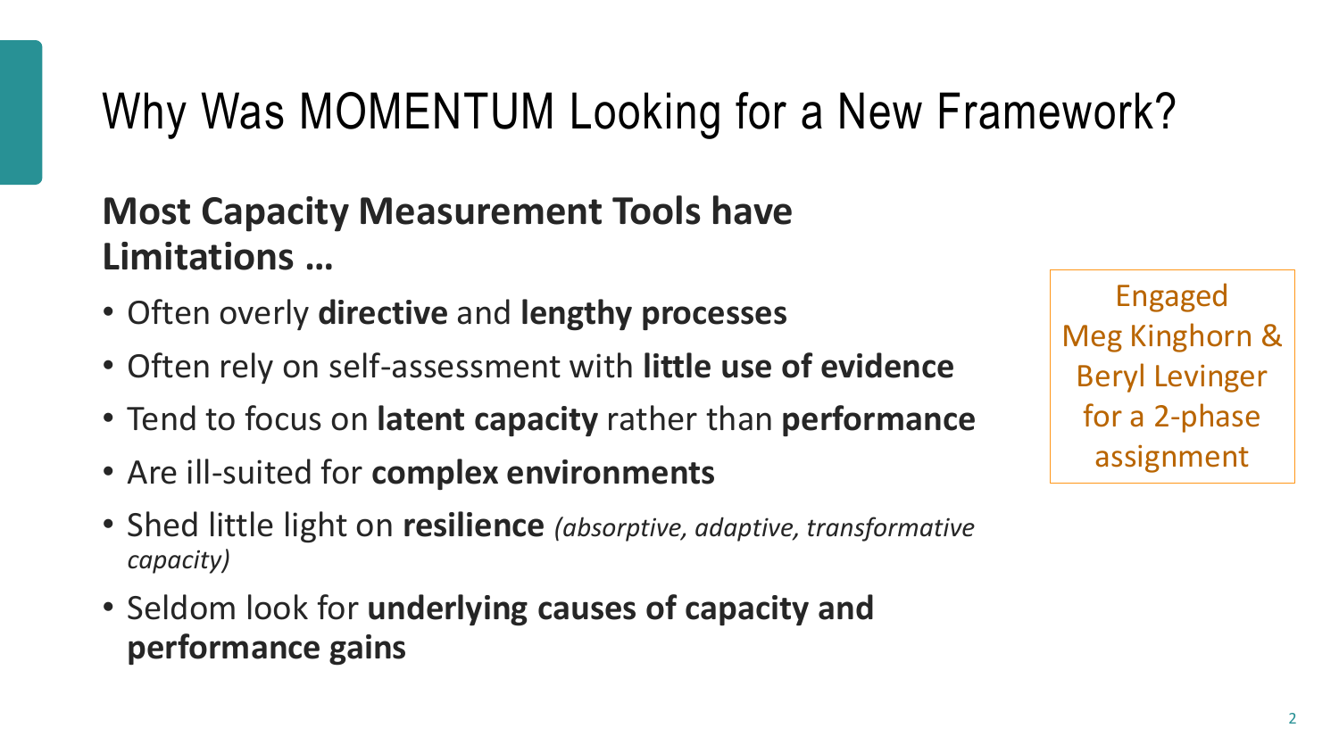# Why Was MOMENTUM Looking for a New Framework?

## Most Capacity Measurement Tools have Limitations …

- Often overly **directive** and **lengthy processes**
- Often rely on self-assessment with **little use of evidence**
- Tend to focus on **latent capacity** rather than **performance**
- Are ill-suited for **complex environments**
- Shed little light on **resilience** *(absorptive, adaptive, transformative capacity)*
- Seldom look for **underlying causes of capacity and performance gains**

Engaged Meg Kinghorn & Beryl Levinger for a 2-phase assignment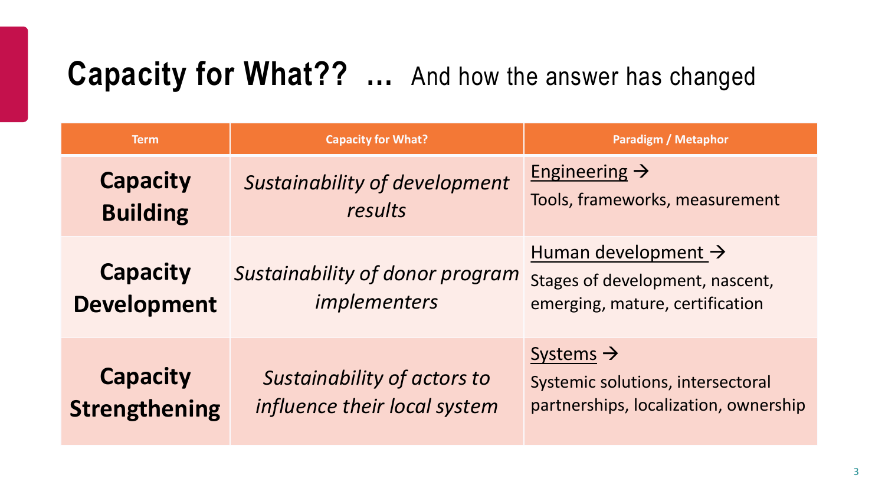# **Capacity for What?? …** And how the answer has changed

| Term | Capacity for What? | Paradigm / Metaphor |
|---|---|---|
| **Capacity Building** | *Sustainability of development results* | Engineering → Tools, frameworks, measurement |
| **Capacity Development** | *Sustainability of donor program implementers* | Human development → Stages of development, nascent, emerging, mature, certification |
| **Capacity Strengthening** | *Sustainability of actors to influence their local system* | Systems → Systemic solutions, intersectoral partnerships, localization, ownership |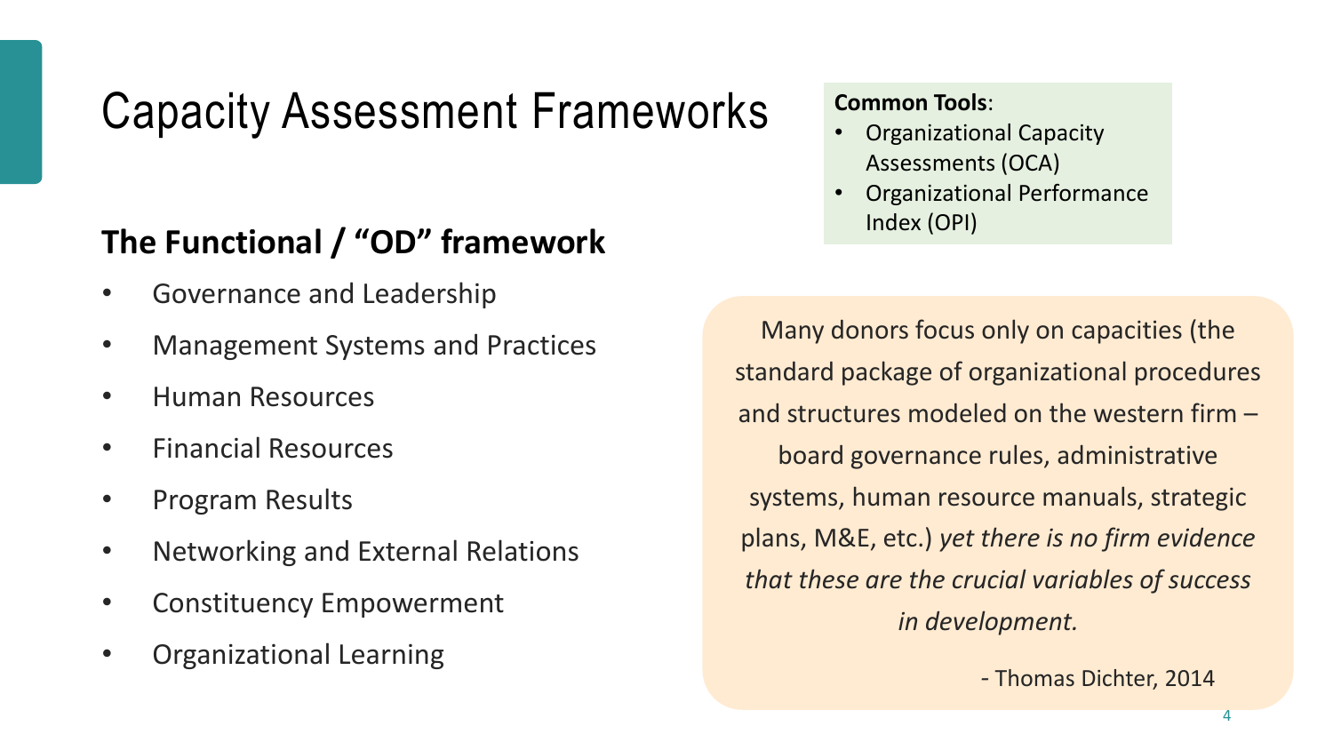# Capacity Assessment Frameworks

## The Functional / "OD" framework

- Governance and Leadership
- Management Systems and Practices
- Human Resources
- Financial Resources
- Program Results
- Networking and External Relations
- Constituency Empowerment
- Organizational Learning

**Common Tools**:

- Organizational Capacity Assessments (OCA)
- Organizational Performance Index (OPI)

> Many donors focus only on capacities (the standard package of organizational procedures and structures modeled on the western firm – board governance rules, administrative systems, human resource manuals, strategic plans, M&E, etc.) *yet there is no firm evidence that these are the crucial variables of success in development.*
>
> \- Thomas Dichter, 2014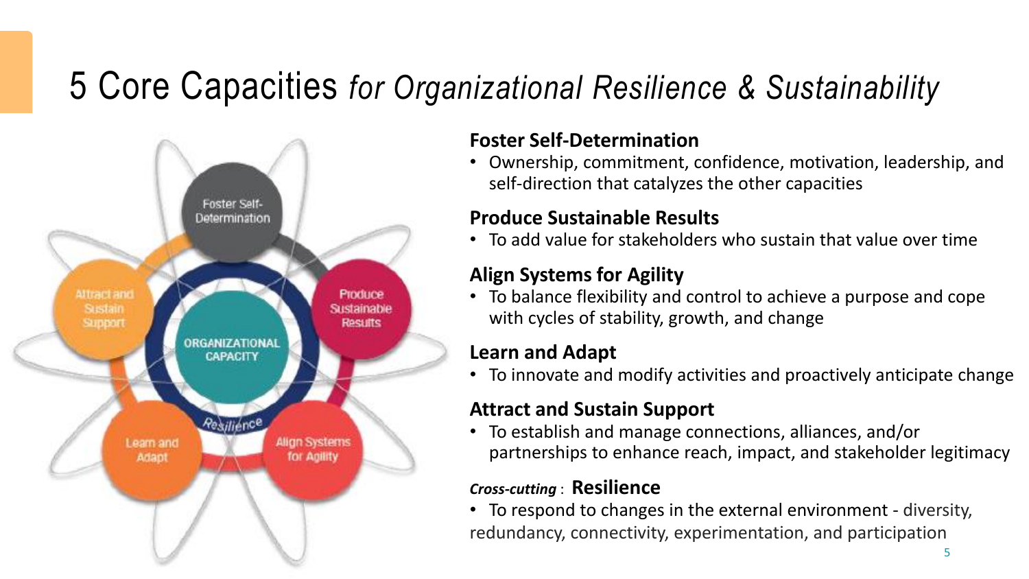# 5 Core Capacities *for Organizational Resilience & Sustainability*

Foster Self-Determination

Attract and Sustain Support

Produce Sustainable Results

ORGANIZATIONAL CAPACITY

Resilience

Learn and Adapt

Align Systems for Agility

**Foster Self-Determination**

- Ownership, commitment, confidence, motivation, leadership, and self-direction that catalyzes the other capacities

**Produce Sustainable Results**

- To add value for stakeholders who sustain that value over time

**Align Systems for Agility**

- To balance flexibility and control to achieve a purpose and cope with cycles of stability, growth, and change

**Learn and Adapt**

- To innovate and modify activities and proactively anticipate change

**Attract and Sustain Support**

- To establish and manage connections, alliances, and/or partnerships to enhance reach, impact, and stakeholder legitimacy

***Cross-cutting*** : **Resilience**

- To respond to changes in the external environment - diversity, redundancy, connectivity, experimentation, and participation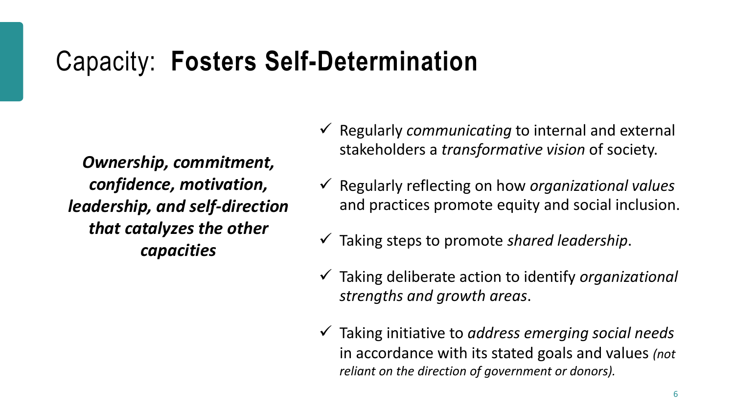# Capacity: **Fosters Self-Determination**

***Ownership, commitment, confidence, motivation, leadership, and self-direction that catalyzes the other capacities***

- ✓ Regularly *communicating* to internal and external stakeholders a *transformative vision* of society.
- ✓ Regularly reflecting on how *organizational values* and practices promote equity and social inclusion.
- ✓ Taking steps to promote *shared leadership*.
- ✓ Taking deliberate action to identify *organizational strengths and growth areas*.
- ✓ Taking initiative to *address emerging social needs* in accordance with its stated goals and values *(not reliant on the direction of government or donors).*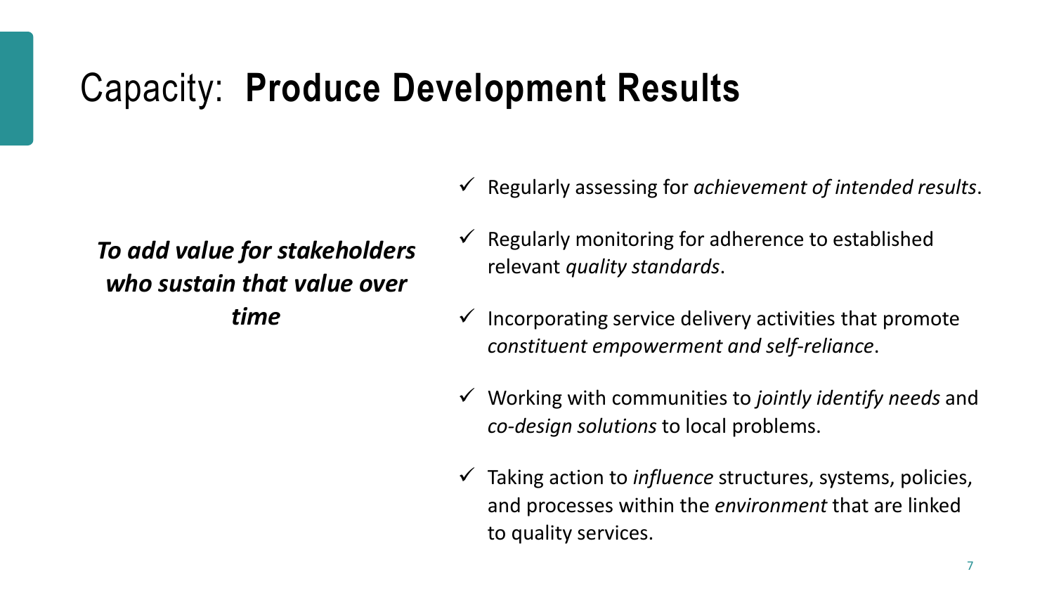# Capacity: **Produce Development Results**

***To add value for stakeholders who sustain that value over time***

- ✓ Regularly assessing for *achievement of intended results*.
- ✓ Regularly monitoring for adherence to established relevant *quality standards*.
- ✓ Incorporating service delivery activities that promote *constituent empowerment and self-reliance*.
- ✓ Working with communities to *jointly identify needs* and *co-design solutions* to local problems.
- ✓ Taking action to *influence* structures, systems, policies, and processes within the *environment* that are linked to quality services.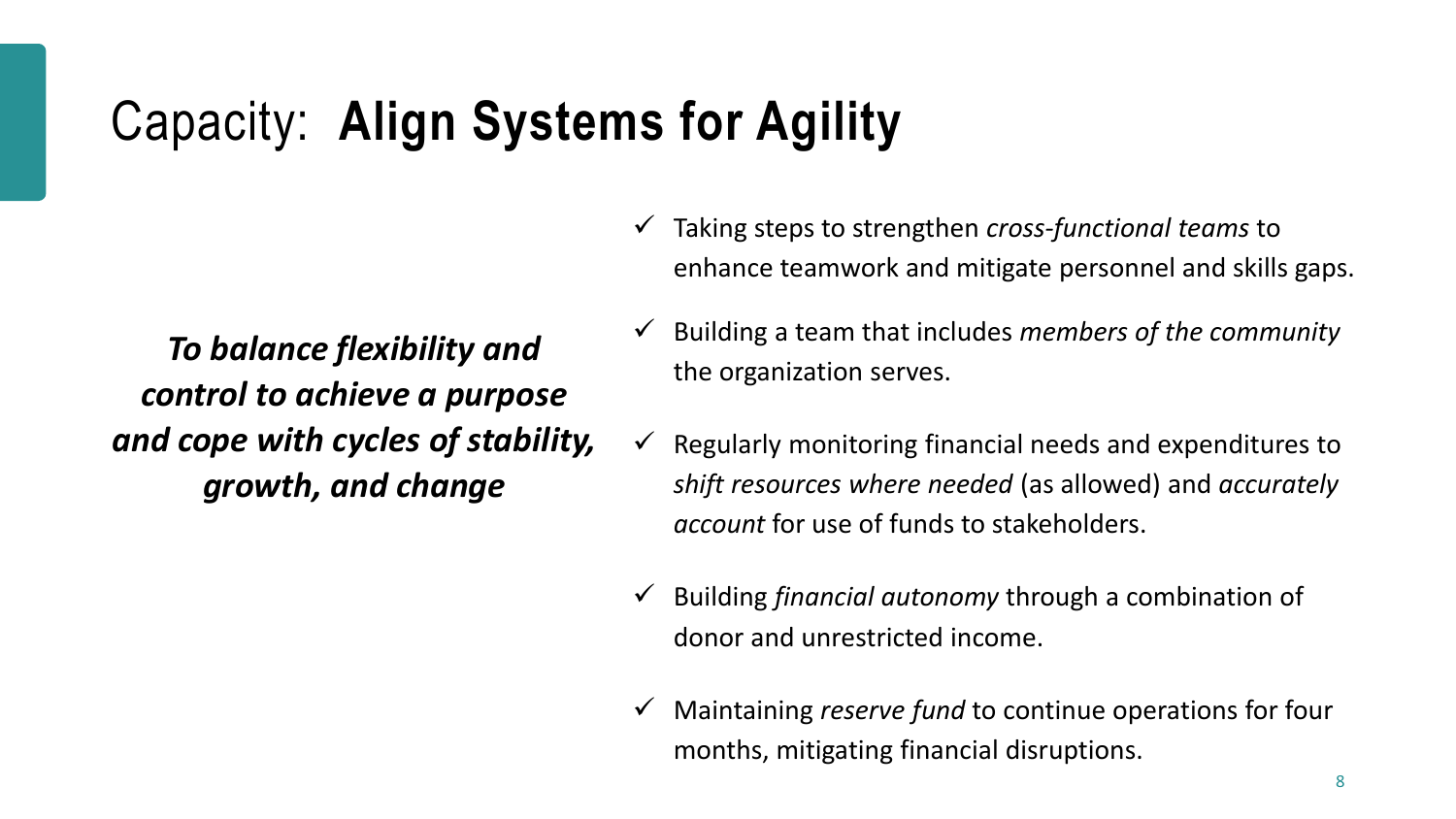# Capacity: **Align Systems for Agility**

***To balance flexibility and control to achieve a purpose and cope with cycles of stability, growth, and change***

- ✓ Taking steps to strengthen *cross-functional teams* to enhance teamwork and mitigate personnel and skills gaps.
- ✓ Building a team that includes *members of the community* the organization serves.
- ✓ Regularly monitoring financial needs and expenditures to *shift resources where needed* (as allowed) and *accurately account* for use of funds to stakeholders.
- ✓ Building *financial autonomy* through a combination of donor and unrestricted income.
- ✓ Maintaining *reserve fund* to continue operations for four months, mitigating financial disruptions.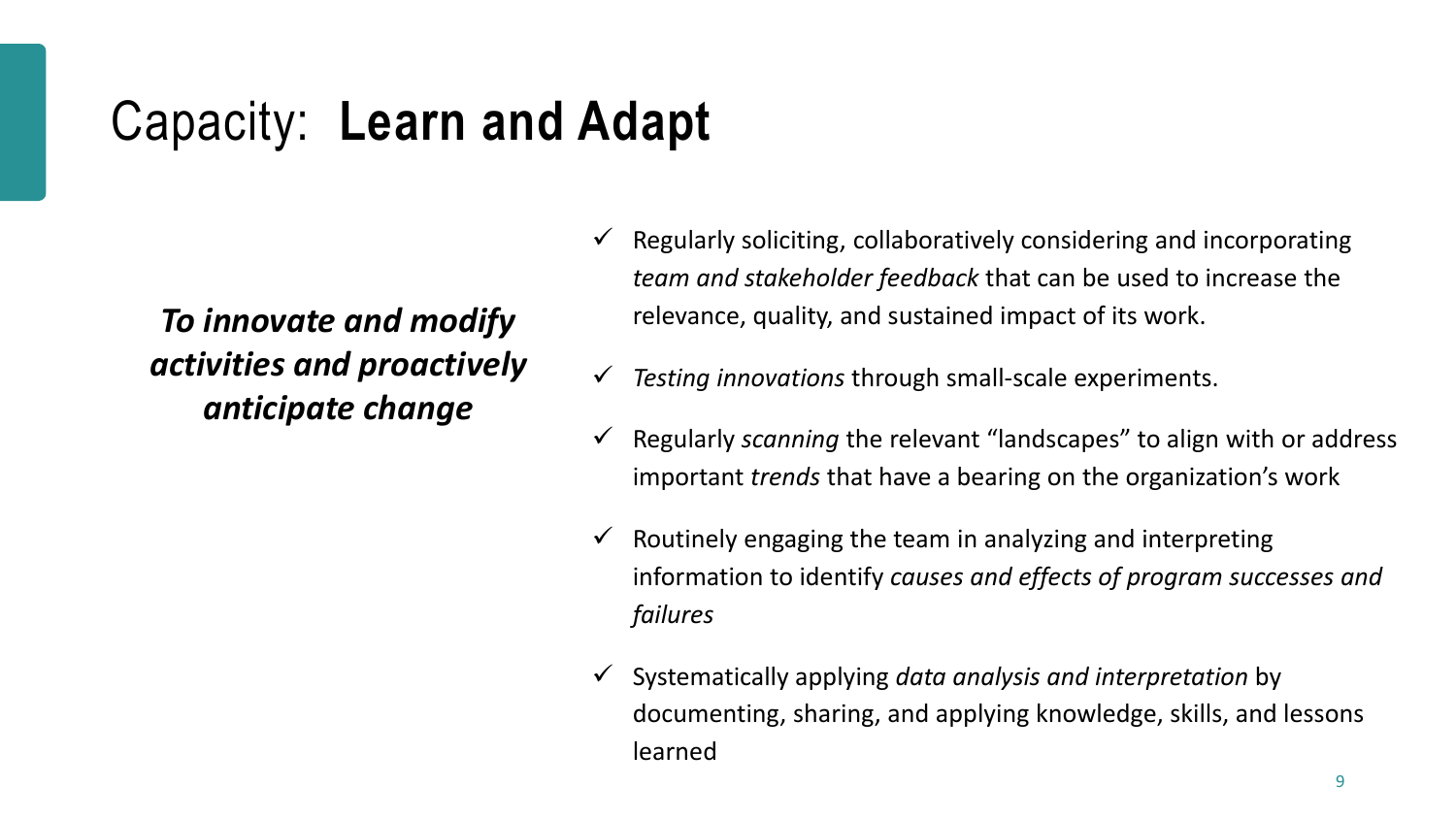# Capacity: **Learn and Adapt**

***To innovate and modify activities and proactively anticipate change***

- ✓ Regularly soliciting, collaboratively considering and incorporating *team and stakeholder feedback* that can be used to increase the relevance, quality, and sustained impact of its work.
- ✓ *Testing innovations* through small-scale experiments.
- ✓ Regularly *scanning* the relevant "landscapes" to align with or address important *trends* that have a bearing on the organization's work
- ✓ Routinely engaging the team in analyzing and interpreting information to identify *causes and effects of program successes and failures*
- ✓ Systematically applying *data analysis and interpretation* by documenting, sharing, and applying knowledge, skills, and lessons learned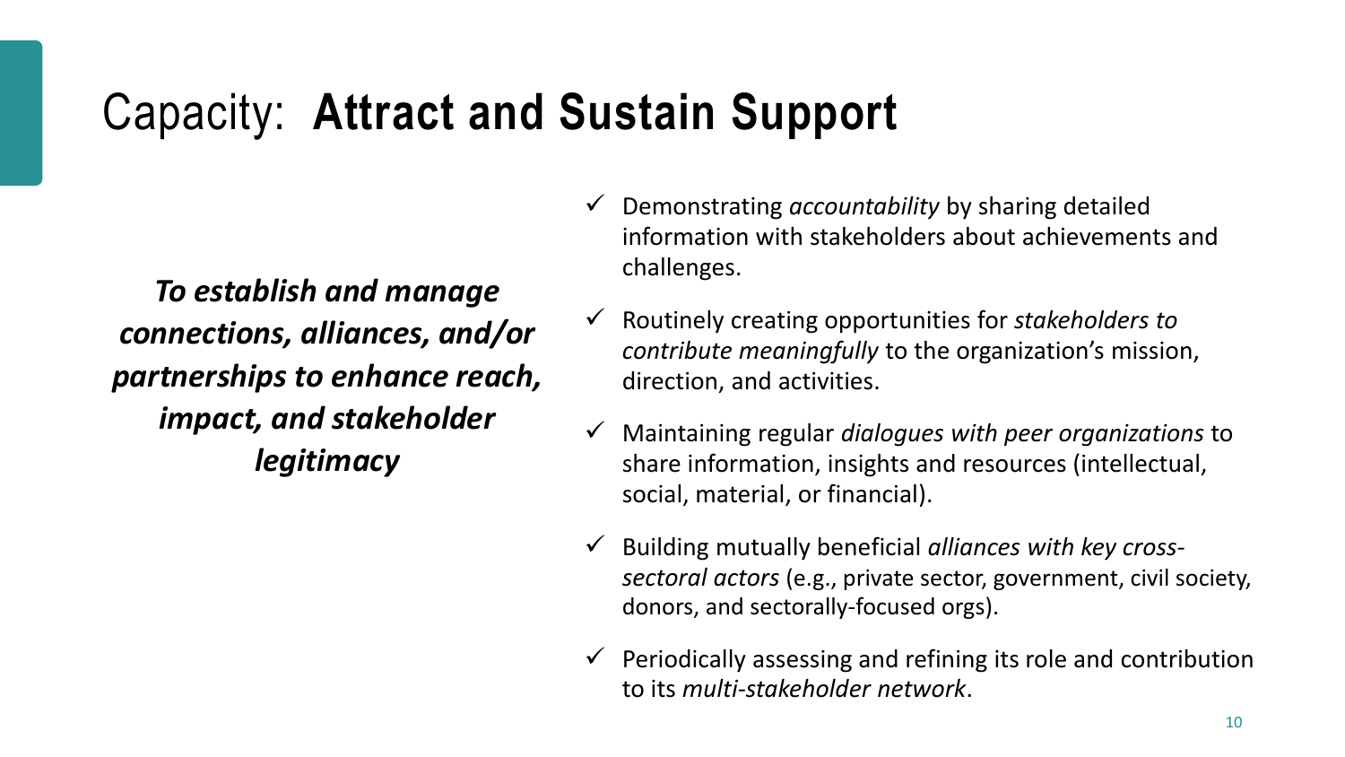# Capacity: **Attract and Sustain Support**

***To establish and manage connections, alliances, and/or partnerships to enhance reach, impact, and stakeholder legitimacy***

- ✓ Demonstrating *accountability* by sharing detailed information with stakeholders about achievements and challenges.
- ✓ Routinely creating opportunities for *stakeholders to contribute meaningfully* to the organization's mission, direction, and activities.
- ✓ Maintaining regular *dialogues with peer organizations* to share information, insights and resources (intellectual, social, material, or financial).
- ✓ Building mutually beneficial *alliances with key cross-sectoral actors* (e.g., private sector, government, civil society, donors, and sectorally-focused orgs).
- ✓ Periodically assessing and refining its role and contribution to its *multi-stakeholder network*.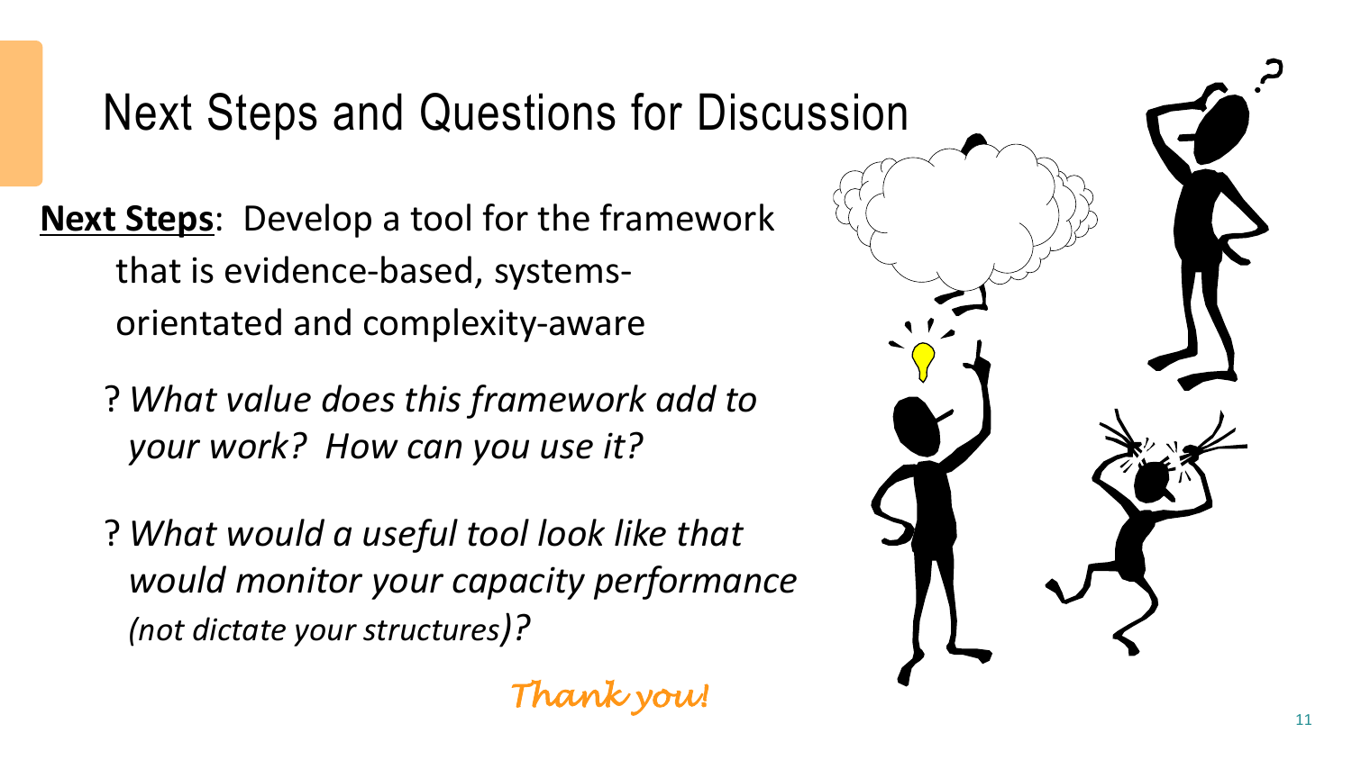# Next Steps and Questions for Discussion

**Next Steps**: Develop a tool for the framework that is evidence-based, systems-orientated and complexity-aware

? *What value does this framework add to your work? How can you use it?*

? *What would a useful tool look like that would monitor your capacity performance (not dictate your structures)?*

*Thank you!*